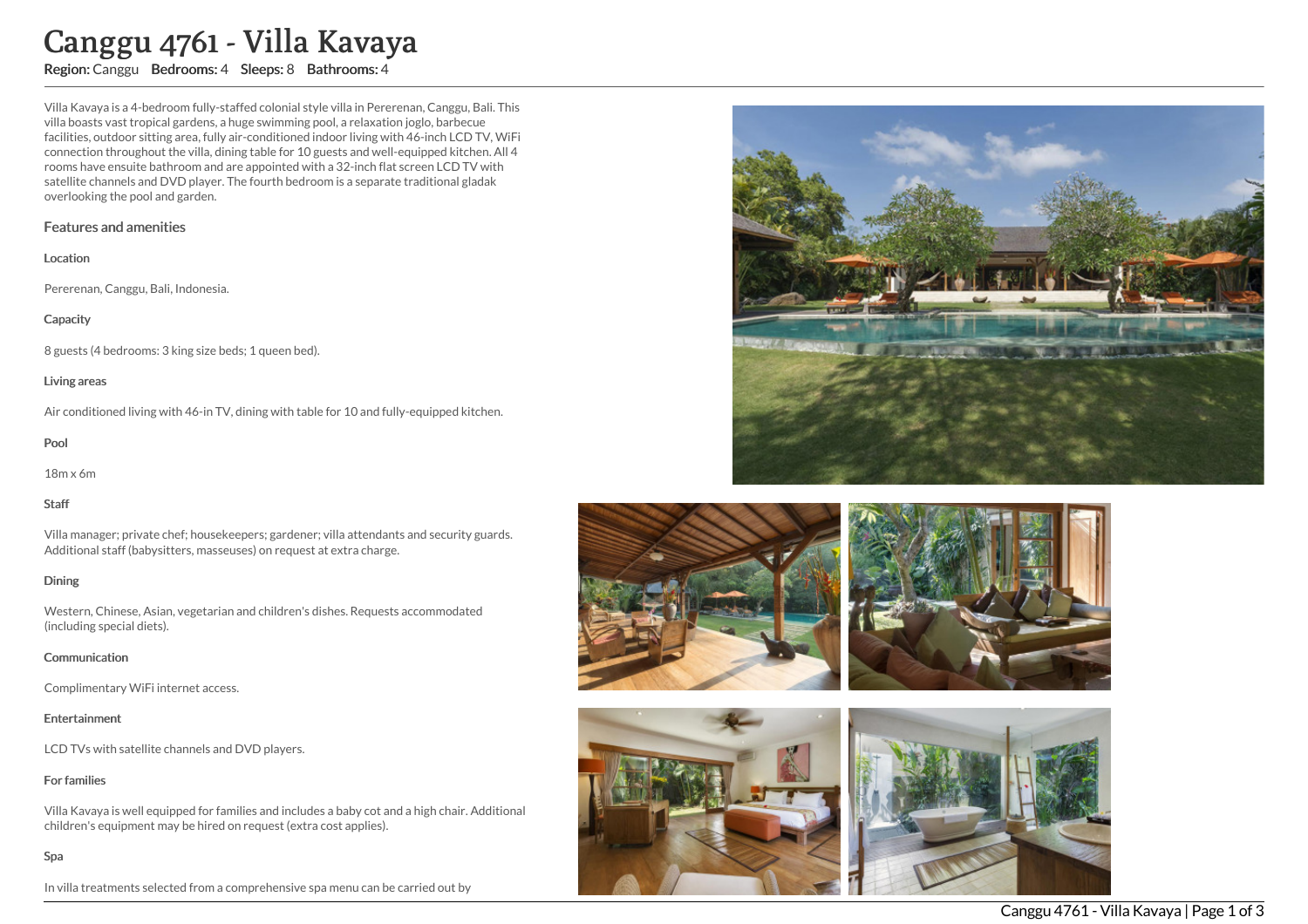# Canggu 4761 - Villa Kavaya

**Region:** Canggu **Bedrooms:** 4 **Sleeps:** 8 **Bathrooms:** 4

Villa Kavaya is a 4-bedroom fully-staffed colonial style villa in Pererenan, Canggu, Bali. This villa boasts vast tropical gardens, a huge swimming pool, a relaxation joglo, barbecue facilities, outdoor sitting area, fully air-conditioned indoor living with 46-inch LCD TV, WiFi connection throughout the villa, dining table for 10 guests and well-equipped kitchen. All 4 rooms have ensuite bathroom and are appointed with a 32-inch flat screen LCD TV with satellite channels and DVD player. The fourth bedroom is a separate traditional gladak overlooking the pool and garden.

## Features and amenities

### Location

Pererenan, Canggu, Bali, Indonesia.

### Capacity

8 guests (4 bedrooms: 3 king size beds; 1 queen bed).

### Living areas

Air conditioned living with 46-in TV, dining with table for 10 and fully-equipped kitchen.

### Pool

18m x 6m

### Staff

Villa manager; private chef; housekeepers; gardener; villa attendants and security guards. Additional staff (babysitters, masseuses) on request at extra charge.

### Dining

Western, Chinese, Asian, vegetarian and children's dishes. Requests accommodated (including special diets).

### Communication

Complimentary WiFi internet access.

### Entertainment

LCD TVs with satellite channels and DVD players.

### For families

Villa Kavaya is well equipped for families and includes a baby cot and a high chair. Additional children's equipment may be hired on request (extra cost applies).

### Spa

In villa treatments selected from a comprehensive spa menu can be carried out by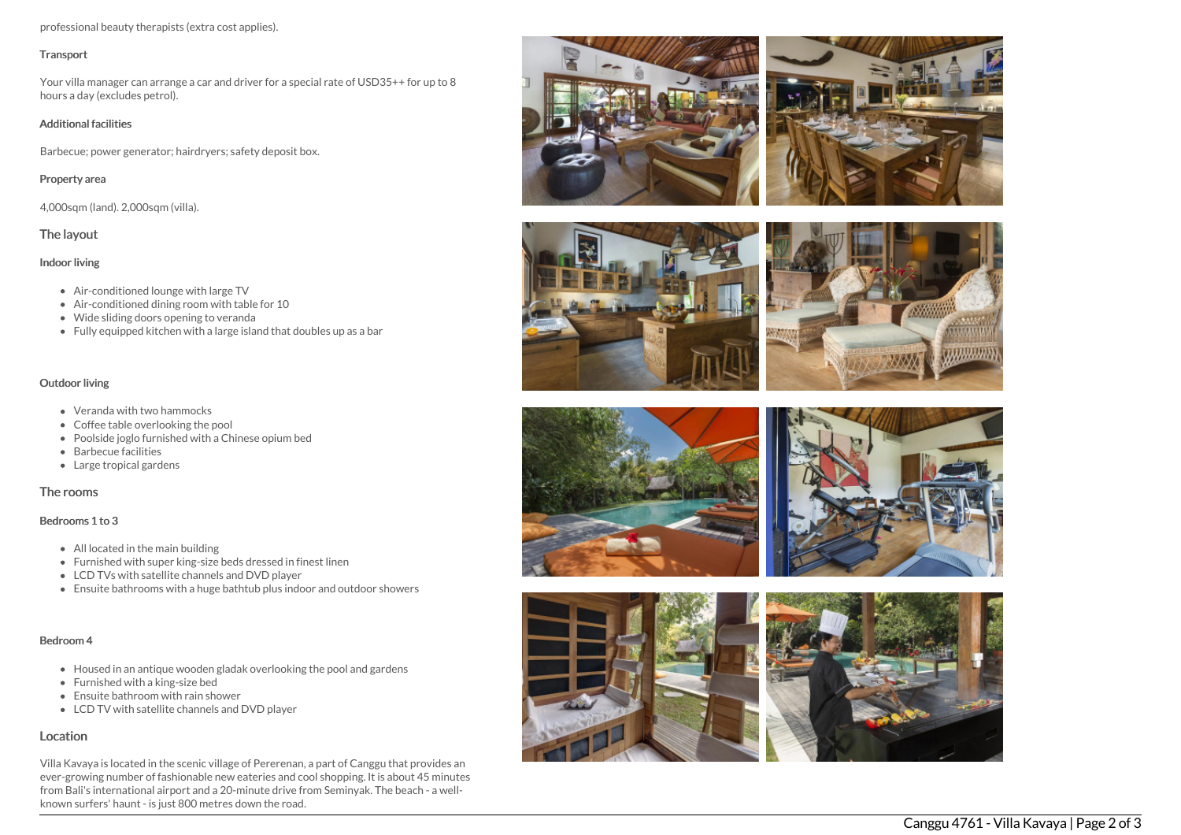professional beauty therapists (extra cost applies).

#### Transport

Your villa manager can arrange a car and driver for a special rate of USD35++ for up to 8 hours a day (excludes petrol).

#### Additional facilities

Barbecue; power generator; hairdryers; safety deposit box.

#### Property area

4,000sqm (land). 2,000sqm (villa).

### The layout

#### Indoor living

- Air-conditioned lounge with large TV
- Air-conditioned dining room with table for 10
- Wide sliding doors opening to veranda
- Fully equipped kitchen with a large island that doubles up as a bar

#### Outdoor living

- Veranda with two hammocks
- Coffee table overlooking the pool
- Poolside joglo furnished with a Chinese opium bed
- Barbecue facilities
- Large tropical gardens

### The rooms

#### Bedrooms 1 to 3

- All located in the main building
- Furnished with super king-size beds dressed in finest linen
- LCD TVs with satellite channels and DVD player
- Ensuite bathrooms with a huge bathtub plus indoor and outdoor showers

#### Bedroom 4

- Housed in an antique wooden gladak overlooking the pool and gardens
- Furnished with a king-size bed
- Ensuite bathroom with rain shower
- LCD TV with satellite channels and DVD player

### Location

Villa Kavaya is located in the scenic village of Pererenan, a part of Canggu that provides an ever-growing number of fashionable new eateries and cool shopping. It is about 45 minutes from Bali's international airport and a 20-minute drive from Seminyak. The beach - a well-known surfers' haunt - is just 800 metres down the road.